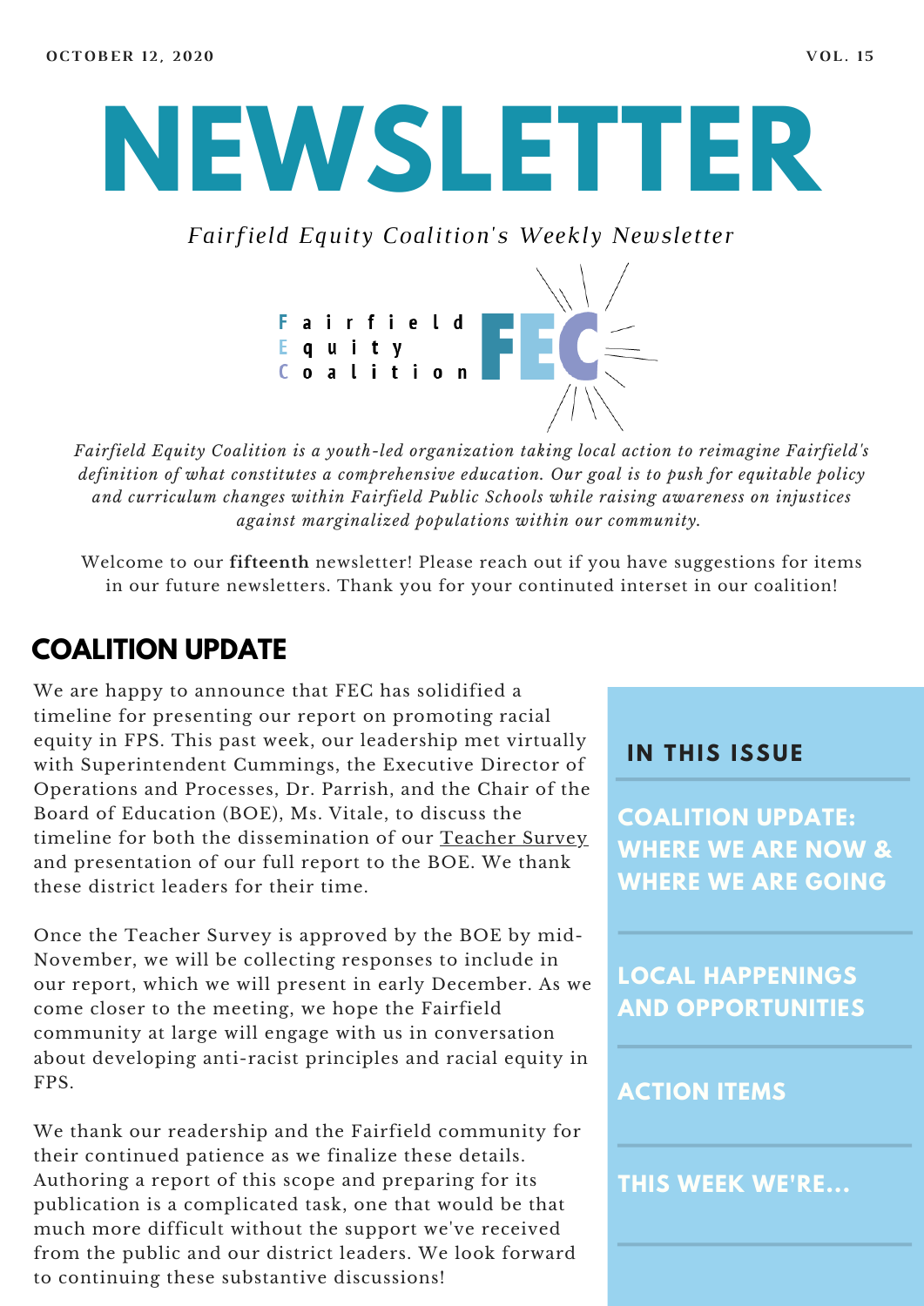OCTOBER 12, 2020 VOL. 15

# NEWSLETTER

*Fairfield Equity Coalition's Weekly Newsletter*

Fairfield Equity Coalition FEC

*Fairfield Equity Coalition is a youth-led organization taking local action to reimagine Fairfield's definition of what constitutes a comprehensive education. Our goal is to push for equitable policy and curriculum changes within Fairfield Public Schools while raising awareness on injustices against marginalized populations within our community.*

Welcome to our **fifteenth** newsletter! Please reach out if you have suggestions for items in our future newsletters. Thank you for your continuted interset in our coalition!

## IN THIS ISSUE

- COALITION UPDATE: WHERE WE ARE NOW & WHERE WE ARE GOING
- LOCAL HAPPENINGS AND OPPORTUNITIES
- ACTION ITEMS
- THIS WEEK WE'RE...

## COALITION UPDATE

We are happy to announce that FEC has solidified a timeline for presenting our report on promoting racial equity in FPS. This past week, our leadership met virtually with Superintendent Cummings, the Executive Director of Operations and Processes, Dr. Parrish, and the Chair of the Board of Education (BOE), Ms. Vitale, to discuss the timeline for both the dissemination of our Teacher Survey and presentation of our full report to the BOE. We thank these district leaders for their time.

Once the Teacher Survey is approved by the BOE by mid-November, we will be collecting responses to include in our report, which we will present in early December. As we come closer to the meeting, we hope the Fairfield community at large will engage with us in conversation about developing anti-racist principles and racial equity in FPS.

We thank our readership and the Fairfield community for their continued patience as we finalize these details. Authoring a report of this scope and preparing for its publication is a complicated task, one that would be that much more difficult without the support we've received from the public and our district leaders. We look forward to continuing these substantive discussions!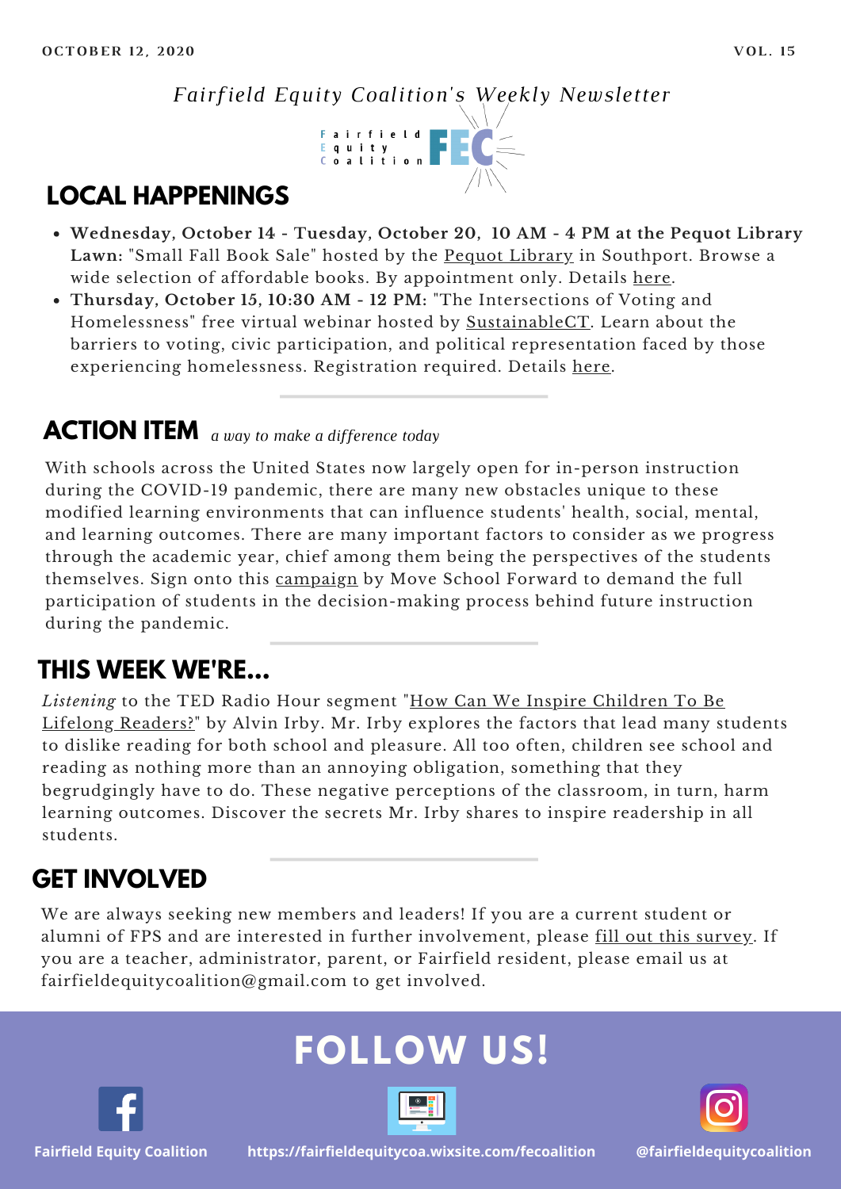OCTOBER 12, 2020 VOL. 15

*Fairfield Equity Coalition's Weekly Newsletter*

Fairfield Equity Coalition FEC

## LOCAL HAPPENINGS

- **Wednesday, October 14 - Tuesday, October 20, 10 AM - 4 PM at the Pequot Library Lawn:** "Small Fall Book Sale" hosted by the Pequot Library in Southport. Browse a wide selection of affordable books. By appointment only. Details here.
- **Thursday, October 15, 10:30 AM - 12 PM:** "The Intersections of Voting and Homelessness" free virtual webinar hosted by SustainableCT. Learn about the barriers to voting, civic participation, and political representation faced by those experiencing homelessness. Registration required. Details here.

## ACTION ITEM *a way to make a difference today*

With schools across the United States now largely open for in-person instruction during the COVID-19 pandemic, there are many new obstacles unique to these modified learning environments that can influence students' health, social, mental, and learning outcomes. There are many important factors to consider as we progress through the academic year, chief among them being the perspectives of the students themselves. Sign onto this campaign by Move School Forward to demand the full participation of students in the decision-making process behind future instruction during the pandemic.

## THIS WEEK WE'RE...

*Listening* to the TED Radio Hour segment "How Can We Inspire Children To Be Lifelong Readers?" by Alvin Irby. Mr. Irby explores the factors that lead many students to dislike reading for both school and pleasure. All too often, children see school and reading as nothing more than an annoying obligation, something that they begrudgingly have to do. These negative perceptions of the classroom, in turn, harm learning outcomes. Discover the secrets Mr. Irby shares to inspire readership in all students.

## GET INVOLVED

We are always seeking new members and leaders! If you are a current student or alumni of FPS and are interested in further involvement, please fill out this survey. If you are a teacher, administrator, parent, or Fairfield resident, please email us at fairfieldequitycoalition@gmail.com to get involved.

## FOLLOW US!

**Fairfield Equity Coalition**

**https://fairfieldequitycoa.wixsite.com/fecoalition**

**@fairfieldequitycoalition**